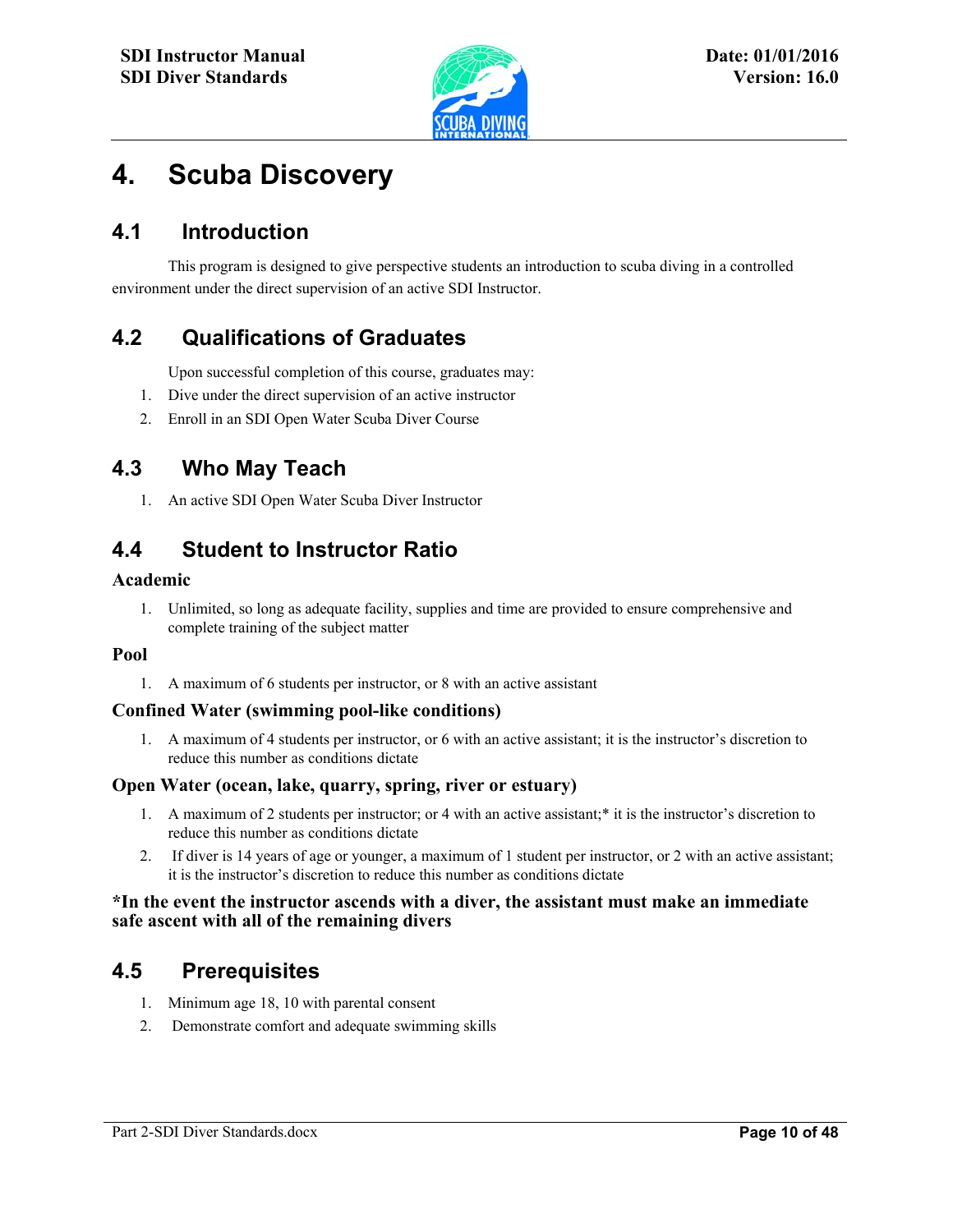# 4. Scuba Discovery

## 4.1 Introduction

This program is designed to give perspective students an introduction to scuba diving in a controlled environment under the direct supervision of an active SDI Instructor.

## 4.2 Qualifications of Graduates

Upon successful completion of this course, graduates may:

1. Dive under the direct supervision of an active instructor
2. Enroll in an SDI Open Water Scuba Diver Course

## 4.3 Who May Teach

1. An active SDI Open Water Scuba Diver Instructor

## 4.4 Student to Instructor Ratio

### Academic

1. Unlimited, so long as adequate facility, supplies and time are provided to ensure comprehensive and complete training of the subject matter

### Pool

1. A maximum of 6 students per instructor, or 8 with an active assistant

### Confined Water (swimming pool-like conditions)

1. A maximum of 4 students per instructor, or 6 with an active assistant; it is the instructor's discretion to reduce this number as conditions dictate

### Open Water (ocean, lake, quarry, spring, river or estuary)

1. A maximum of 2 students per instructor; or 4 with an active assistant;* it is the instructor's discretion to reduce this number as conditions dictate
2. If diver is 14 years of age or younger, a maximum of 1 student per instructor, or 2 with an active assistant; it is the instructor's discretion to reduce this number as conditions dictate

**\*In the event the instructor ascends with a diver, the assistant must make an immediate safe ascent with all of the remaining divers**

## 4.5 Prerequisites

1. Minimum age 18, 10 with parental consent
2. Demonstrate comfort and adequate swimming skills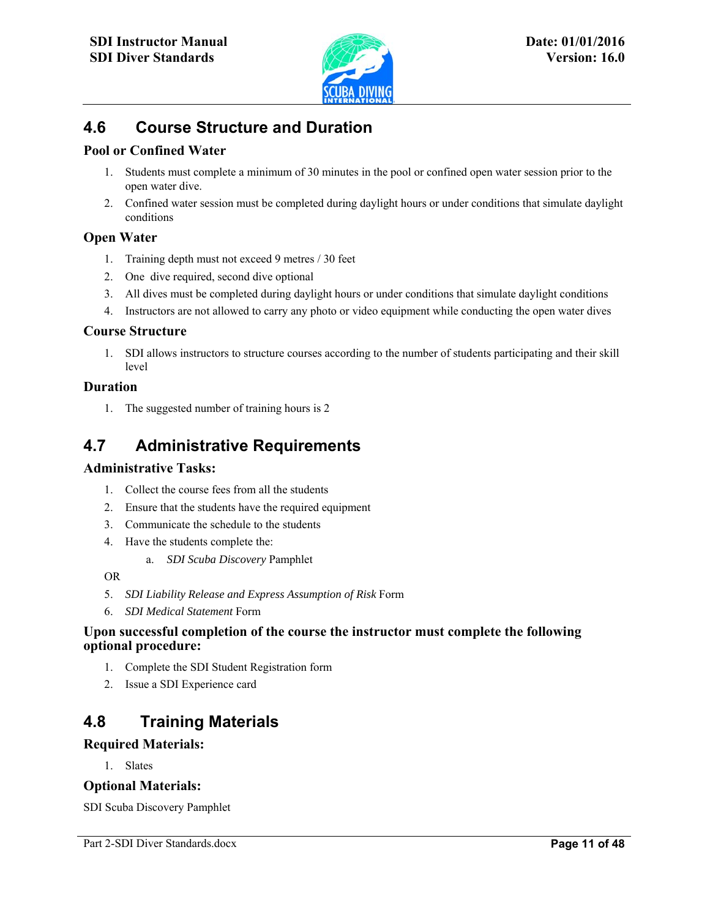## 4.6 Course Structure and Duration

### Pool or Confined Water

1. Students must complete a minimum of 30 minutes in the pool or confined open water session prior to the open water dive.
2. Confined water session must be completed during daylight hours or under conditions that simulate daylight conditions

### Open Water

1. Training depth must not exceed 9 metres / 30 feet
2. One dive required, second dive optional
3. All dives must be completed during daylight hours or under conditions that simulate daylight conditions
4. Instructors are not allowed to carry any photo or video equipment while conducting the open water dives

### Course Structure

1. SDI allows instructors to structure courses according to the number of students participating and their skill level

### Duration

1. The suggested number of training hours is 2

## 4.7 Administrative Requirements

### Administrative Tasks:

1. Collect the course fees from all the students
2. Ensure that the students have the required equipment
3. Communicate the schedule to the students
4. Have the students complete the:
    a. *SDI Scuba Discovery* Pamphlet

OR

5. *SDI Liability Release and Express Assumption of Risk* Form
6. *SDI Medical Statement* Form

### Upon successful completion of the course the instructor must complete the following optional procedure:

1. Complete the SDI Student Registration form
2. Issue a SDI Experience card

## 4.8 Training Materials

### Required Materials:

1. Slates

### Optional Materials:

SDI Scuba Discovery Pamphlet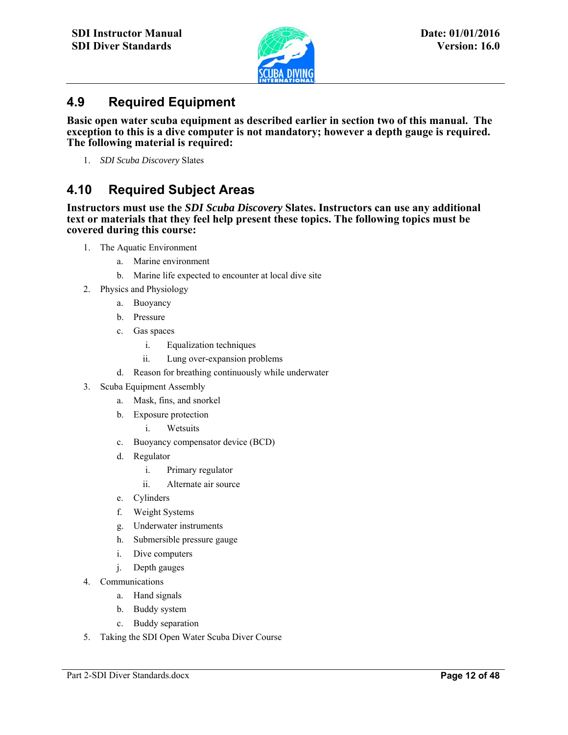## 4.9 Required Equipment

**Basic open water scuba equipment as described earlier in section two of this manual. The exception to this is a dive computer is not mandatory; however a depth gauge is required. The following material is required:**

1. *SDI Scuba Discovery* Slates

## 4.10 Required Subject Areas

**Instructors must use the *SDI Scuba Discovery* Slates. Instructors can use any additional text or materials that they feel help present these topics. The following topics must be covered during this course:**

1. The Aquatic Environment
    a. Marine environment
    b. Marine life expected to encounter at local dive site
2. Physics and Physiology
    a. Buoyancy
    b. Pressure
    c. Gas spaces
        i. Equalization techniques
        ii. Lung over-expansion problems
    d. Reason for breathing continuously while underwater
3. Scuba Equipment Assembly
    a. Mask, fins, and snorkel
    b. Exposure protection
        i. Wetsuits
    c. Buoyancy compensator device (BCD)
    d. Regulator
        i. Primary regulator
        ii. Alternate air source
    e. Cylinders
    f. Weight Systems
    g. Underwater instruments
    h. Submersible pressure gauge
    i. Dive computers
    j. Depth gauges
4. Communications
    a. Hand signals
    b. Buddy system
    c. Buddy separation
5. Taking the SDI Open Water Scuba Diver Course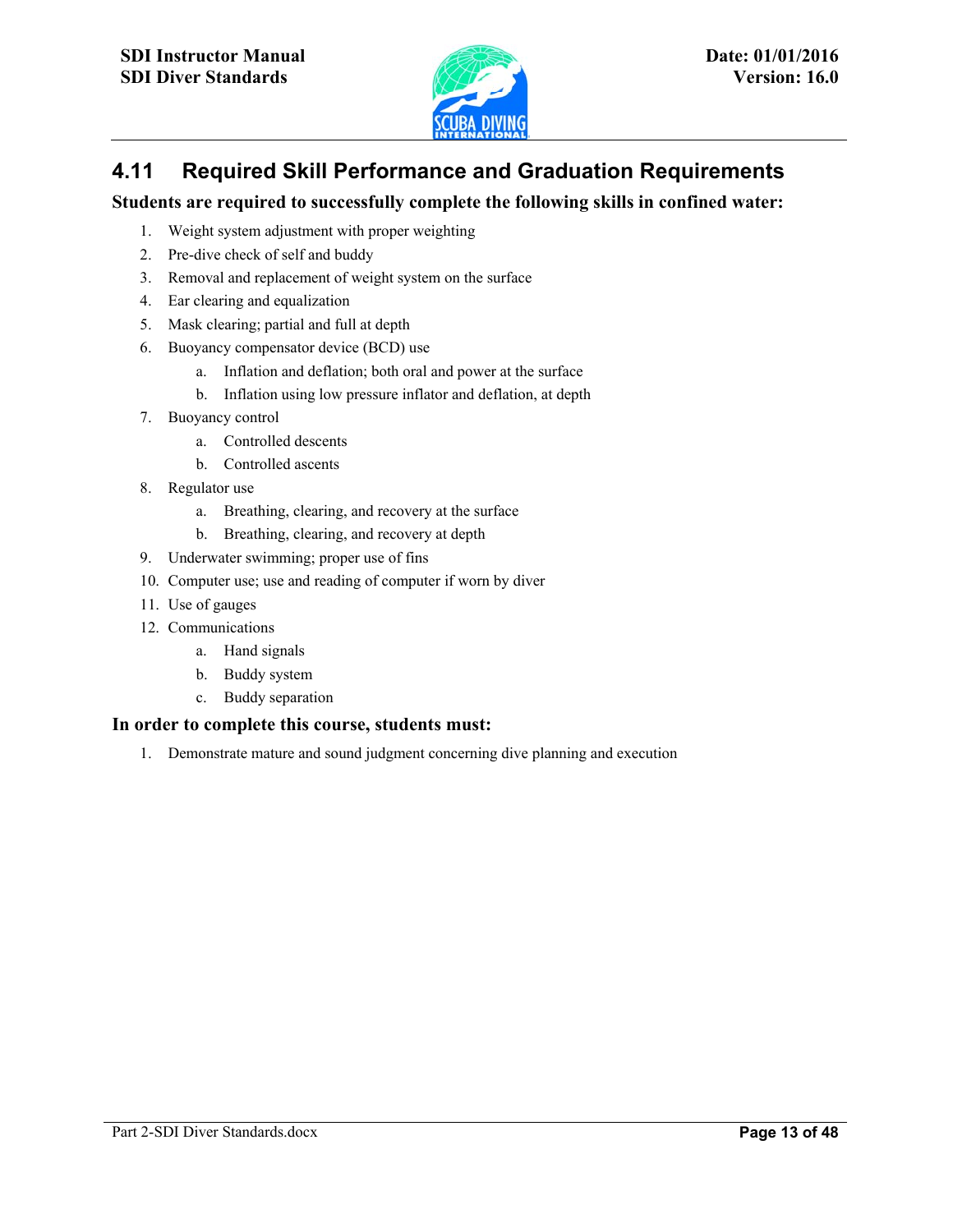## 4.11 Required Skill Performance and Graduation Requirements

**Students are required to successfully complete the following skills in confined water:**

1. Weight system adjustment with proper weighting
2. Pre-dive check of self and buddy
3. Removal and replacement of weight system on the surface
4. Ear clearing and equalization
5. Mask clearing; partial and full at depth
6. Buoyancy compensator device (BCD) use
    a. Inflation and deflation; both oral and power at the surface
    b. Inflation using low pressure inflator and deflation, at depth
7. Buoyancy control
    a. Controlled descents
    b. Controlled ascents
8. Regulator use
    a. Breathing, clearing, and recovery at the surface
    b. Breathing, clearing, and recovery at depth
9. Underwater swimming; proper use of fins
10. Computer use; use and reading of computer if worn by diver
11. Use of gauges
12. Communications
    a. Hand signals
    b. Buddy system
    c. Buddy separation

**In order to complete this course, students must:**

1. Demonstrate mature and sound judgment concerning dive planning and execution